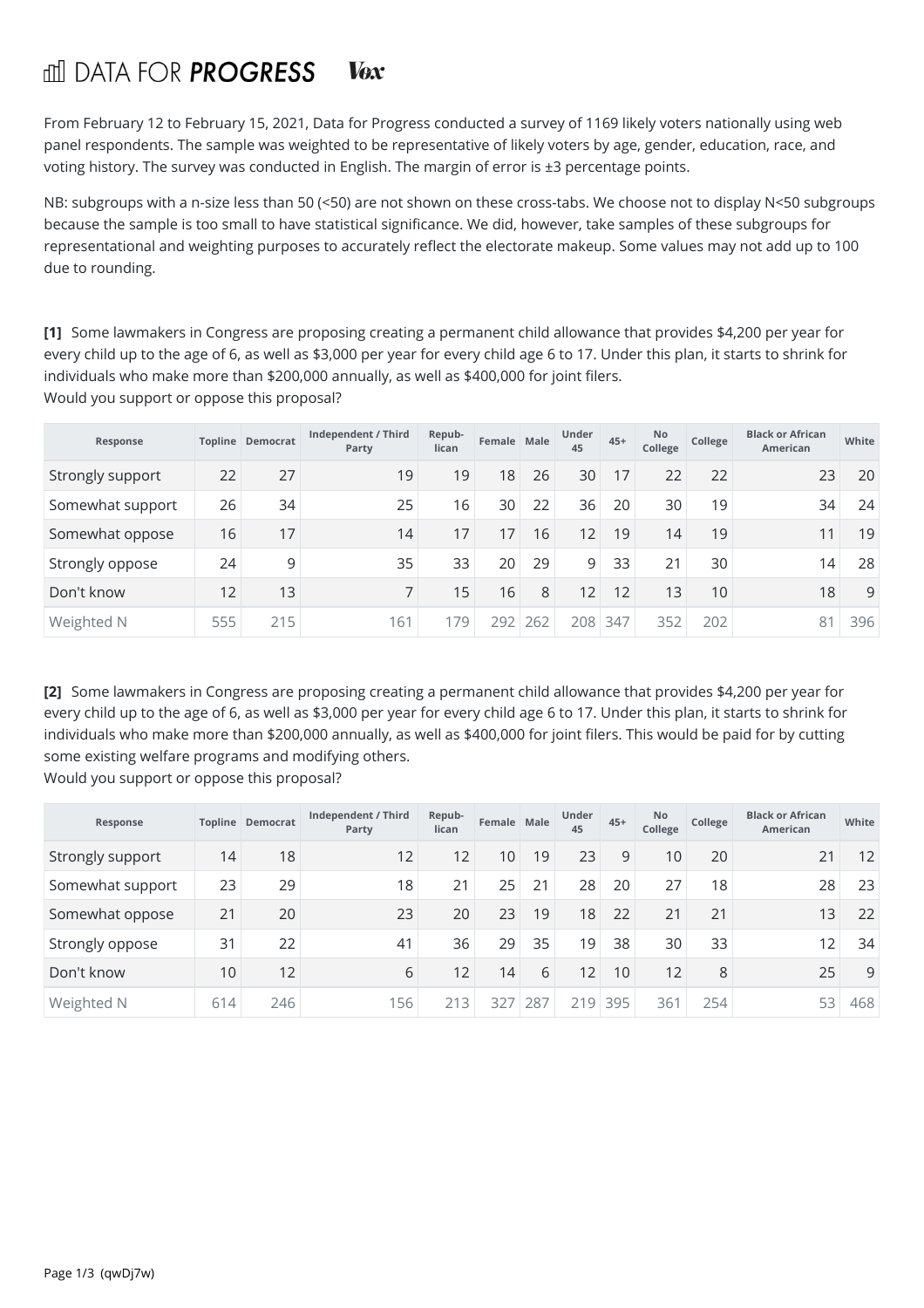DATA FOR **PROGRESS** Vox

From February 12 to February 15, 2021, Data for Progress conducted a survey of 1169 likely voters nationally using web panel respondents. The sample was weighted to be representative of likely voters by age, gender, education, race, and voting history. The survey was conducted in English. The margin of error is ±3 percentage points.

NB: subgroups with a n-size less than 50 (<50) are not shown on these cross-tabs. We choose not to display N<50 subgroups because the sample is too small to have statistical significance. We did, however, take samples of these subgroups for representational and weighting purposes to accurately reflect the electorate makeup. Some values may not add up to 100 due to rounding.

**[1]** Some lawmakers in Congress are proposing creating a permanent child allowance that provides $4,200 per year for every child up to the age of 6, as well as $3,000 per year for every child age 6 to 17. Under this plan, it starts to shrink for individuals who make more than $200,000 annually, as well as $400,000 for joint filers.
Would you support or oppose this proposal?

| Response | Topline | Democrat | Independent / Third Party | Repub-lican | Female | Male | Under 45 | 45+ | No College | College | Black or African American | White |
|---|---|---|---|---|---|---|---|---|---|---|---|---|
| Strongly support | 22 | 27 | 19 | 19 | 18 | 26 | 30 | 17 | 22 | 22 | 23 | 20 |
| Somewhat support | 26 | 34 | 25 | 16 | 30 | 22 | 36 | 20 | 30 | 19 | 34 | 24 |
| Somewhat oppose | 16 | 17 | 14 | 17 | 17 | 16 | 12 | 19 | 14 | 19 | 11 | 19 |
| Strongly oppose | 24 | 9 | 35 | 33 | 20 | 29 | 9 | 33 | 21 | 30 | 14 | 28 |
| Don't know | 12 | 13 | 7 | 15 | 16 | 8 | 12 | 12 | 13 | 10 | 18 | 9 |
| Weighted N | 555 | 215 | 161 | 179 | 292 | 262 | 208 | 347 | 352 | 202 | 81 | 396 |

**[2]** Some lawmakers in Congress are proposing creating a permanent child allowance that provides $4,200 per year for every child up to the age of 6, as well as $3,000 per year for every child age 6 to 17. Under this plan, it starts to shrink for individuals who make more than $200,000 annually, as well as $400,000 for joint filers. This would be paid for by cutting some existing welfare programs and modifying others.
Would you support or oppose this proposal?

| Response | Topline | Democrat | Independent / Third Party | Repub-lican | Female | Male | Under 45 | 45+ | No College | College | Black or African American | White |
|---|---|---|---|---|---|---|---|---|---|---|---|---|
| Strongly support | 14 | 18 | 12 | 12 | 10 | 19 | 23 | 9 | 10 | 20 | 21 | 12 |
| Somewhat support | 23 | 29 | 18 | 21 | 25 | 21 | 28 | 20 | 27 | 18 | 28 | 23 |
| Somewhat oppose | 21 | 20 | 23 | 20 | 23 | 19 | 18 | 22 | 21 | 21 | 13 | 22 |
| Strongly oppose | 31 | 22 | 41 | 36 | 29 | 35 | 19 | 38 | 30 | 33 | 12 | 34 |
| Don't know | 10 | 12 | 6 | 12 | 14 | 6 | 12 | 10 | 12 | 8 | 25 | 9 |
| Weighted N | 614 | 246 | 156 | 213 | 327 | 287 | 219 | 395 | 361 | 254 | 53 | 468 |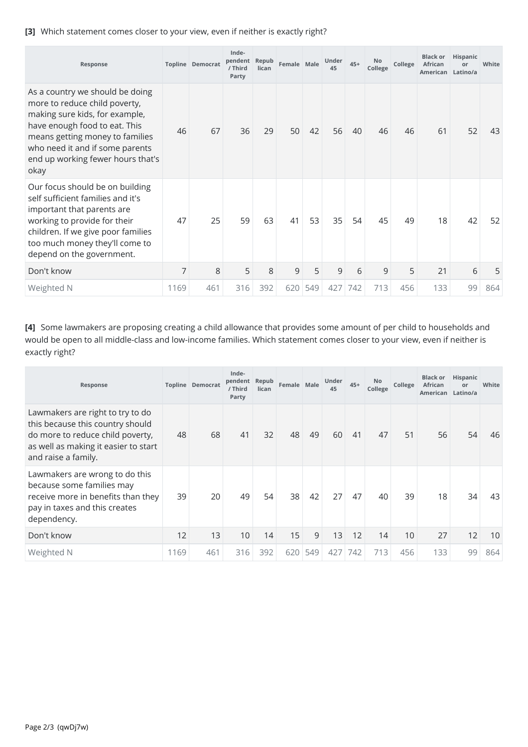**[3]** Which statement comes closer to your view, even if neither is exactly right?

| Response | Topline | Democrat | Independent / Third Party | Republican | Female | Male | Under 45 | 45+ | No College | College | Black or African American | Hispanic or Latino/a | White |
|---|---|---|---|---|---|---|---|---|---|---|---|---|---|
| As a country we should be doing more to reduce child poverty, making sure kids, for example, have enough food to eat. This means getting money to families who need it and if some parents end up working fewer hours that's okay | 46 | 67 | 36 | 29 | 50 | 42 | 56 | 40 | 46 | 46 | 61 | 52 | 43 |
| Our focus should be on building self sufficient families and it's important that parents are working to provide for their children. If we give poor families too much money they'll come to depend on the government. | 47 | 25 | 59 | 63 | 41 | 53 | 35 | 54 | 45 | 49 | 18 | 42 | 52 |
| Don't know | 7 | 8 | 5 | 8 | 9 | 5 | 9 | 6 | 9 | 5 | 21 | 6 | 5 |
| Weighted N | 1169 | 461 | 316 | 392 | 620 | 549 | 427 | 742 | 713 | 456 | 133 | 99 | 864 |

**[4]** Some lawmakers are proposing creating a child allowance that provides some amount of per child to households and would be open to all middle-class and low-income families. Which statement comes closer to your view, even if neither is exactly right?

| Response | Topline | Democrat | Independent / Third Party | Republican | Female | Male | Under 45 | 45+ | No College | College | Black or African American | Hispanic or Latino/a | White |
|---|---|---|---|---|---|---|---|---|---|---|---|---|---|
| Lawmakers are right to try to do this because this country should do more to reduce child poverty, as well as making it easier to start and raise a family. | 48 | 68 | 41 | 32 | 48 | 49 | 60 | 41 | 47 | 51 | 56 | 54 | 46 |
| Lawmakers are wrong to do this because some families may receive more in benefits than they pay in taxes and this creates dependency. | 39 | 20 | 49 | 54 | 38 | 42 | 27 | 47 | 40 | 39 | 18 | 34 | 43 |
| Don't know | 12 | 13 | 10 | 14 | 15 | 9 | 13 | 12 | 14 | 10 | 27 | 12 | 10 |
| Weighted N | 1169 | 461 | 316 | 392 | 620 | 549 | 427 | 742 | 713 | 456 | 133 | 99 | 864 |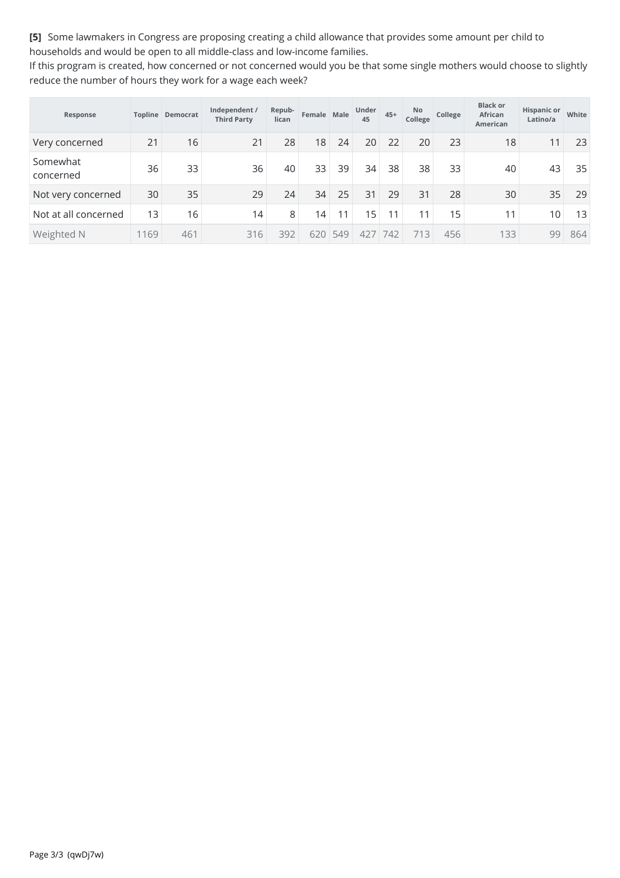**[5]** Some lawmakers in Congress are proposing creating a child allowance that provides some amount per child to households and would be open to all middle-class and low-income families.
If this program is created, how concerned or not concerned would you be that some single mothers would choose to slightly reduce the number of hours they work for a wage each week?

| Response | Topline | Democrat | Independent / Third Party | Repub-lican | Female | Male | Under 45 | 45+ | No College | College | Black or African American | Hispanic or Latino/a | White |
|---|---|---|---|---|---|---|---|---|---|---|---|---|---|
| Very concerned | 21 | 16 | 21 | 28 | 18 | 24 | 20 | 22 | 20 | 23 | 18 | 11 | 23 |
| Somewhat concerned | 36 | 33 | 36 | 40 | 33 | 39 | 34 | 38 | 38 | 33 | 40 | 43 | 35 |
| Not very concerned | 30 | 35 | 29 | 24 | 34 | 25 | 31 | 29 | 31 | 28 | 30 | 35 | 29 |
| Not at all concerned | 13 | 16 | 14 | 8 | 14 | 11 | 15 | 11 | 11 | 15 | 11 | 10 | 13 |
| Weighted N | 1169 | 461 | 316 | 392 | 620 | 549 | 427 | 742 | 713 | 456 | 133 | 99 | 864 |